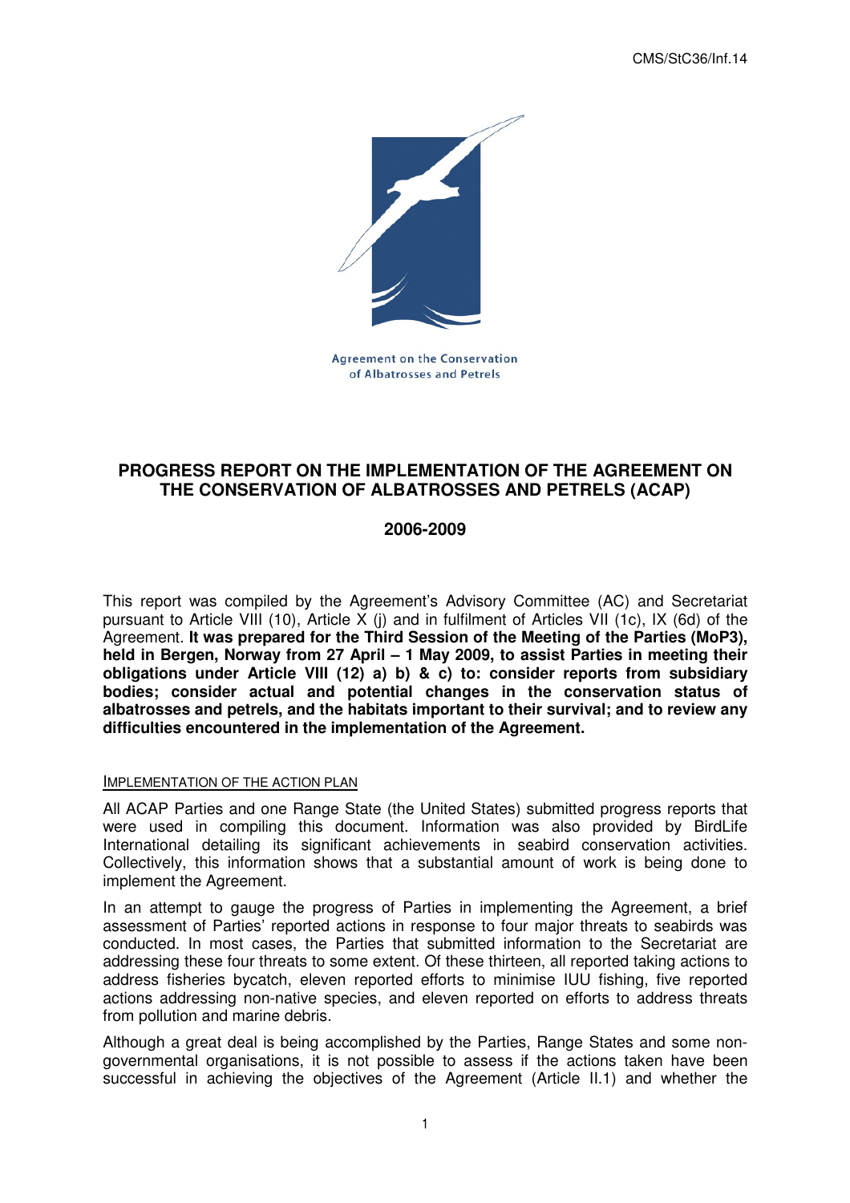CMS/StC36/Inf.14

Agreement on the Conservation of Albatrosses and Petrels

# PROGRESS REPORT ON THE IMPLEMENTATION OF THE AGREEMENT ON THE CONSERVATION OF ALBATROSSES AND PETRELS (ACAP)

## 2006-2009

This report was compiled by the Agreement's Advisory Committee (AC) and Secretariat pursuant to Article VIII (10), Article X (j) and in fulfilment of Articles VII (1c), IX (6d) of the Agreement. **It was prepared for the Third Session of the Meeting of the Parties (MoP3), held in Bergen, Norway from 27 April – 1 May 2009, to assist Parties in meeting their obligations under Article VIII (12) a) b) & c) to: consider reports from subsidiary bodies; consider actual and potential changes in the conservation status of albatrosses and petrels, and the habitats important to their survival; and to review any difficulties encountered in the implementation of the Agreement.**

### IMPLEMENTATION OF THE ACTION PLAN

All ACAP Parties and one Range State (the United States) submitted progress reports that were used in compiling this document. Information was also provided by BirdLife International detailing its significant achievements in seabird conservation activities. Collectively, this information shows that a substantial amount of work is being done to implement the Agreement.

In an attempt to gauge the progress of Parties in implementing the Agreement, a brief assessment of Parties' reported actions in response to four major threats to seabirds was conducted. In most cases, the Parties that submitted information to the Secretariat are addressing these four threats to some extent. Of these thirteen, all reported taking actions to address fisheries bycatch, eleven reported efforts to minimise IUU fishing, five reported actions addressing non-native species, and eleven reported on efforts to address threats from pollution and marine debris.

Although a great deal is being accomplished by the Parties, Range States and some non-governmental organisations, it is not possible to assess if the actions taken have been successful in achieving the objectives of the Agreement (Article II.1) and whether the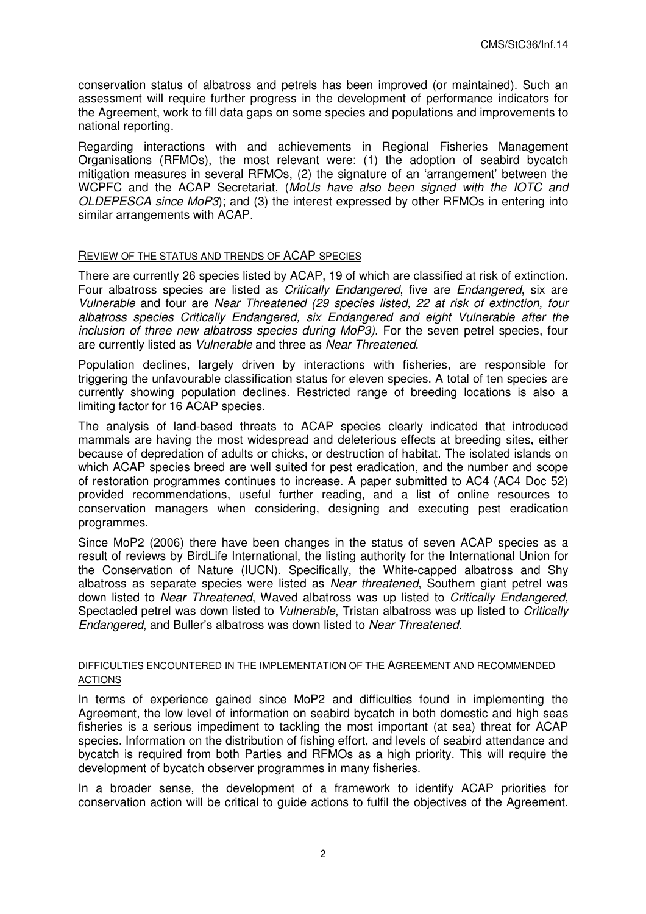conservation status of albatross and petrels has been improved (or maintained). Such an assessment will require further progress in the development of performance indicators for the Agreement, work to fill data gaps on some species and populations and improvements to national reporting.

Regarding interactions with and achievements in Regional Fisheries Management Organisations (RFMOs), the most relevant were: (1) the adoption of seabird bycatch mitigation measures in several RFMOs, (2) the signature of an 'arrangement' between the WCPFC and the ACAP Secretariat, (*MoUs have also been signed with the IOTC and OLDEPESCA since MoP3*); and (3) the interest expressed by other RFMOs in entering into similar arrangements with ACAP.

## REVIEW OF THE STATUS AND TRENDS OF ACAP SPECIES

There are currently 26 species listed by ACAP, 19 of which are classified at risk of extinction. Four albatross species are listed as *Critically Endangered*, five are *Endangered*, six are *Vulnerable* and four are *Near Threatened (29 species listed, 22 at risk of extinction, four albatross species Critically Endangered, six Endangered and eight Vulnerable after the inclusion of three new albatross species during MoP3)*. For the seven petrel species, four are currently listed as *Vulnerable* and three as *Near Threatened*.

Population declines, largely driven by interactions with fisheries, are responsible for triggering the unfavourable classification status for eleven species. A total of ten species are currently showing population declines. Restricted range of breeding locations is also a limiting factor for 16 ACAP species.

The analysis of land-based threats to ACAP species clearly indicated that introduced mammals are having the most widespread and deleterious effects at breeding sites, either because of depredation of adults or chicks, or destruction of habitat. The isolated islands on which ACAP species breed are well suited for pest eradication, and the number and scope of restoration programmes continues to increase. A paper submitted to AC4 (AC4 Doc 52) provided recommendations, useful further reading, and a list of online resources to conservation managers when considering, designing and executing pest eradication programmes.

Since MoP2 (2006) there have been changes in the status of seven ACAP species as a result of reviews by BirdLife International, the listing authority for the International Union for the Conservation of Nature (IUCN). Specifically, the White-capped albatross and Shy albatross as separate species were listed as *Near threatened*, Southern giant petrel was down listed to *Near Threatened*, Waved albatross was up listed to *Critically Endangered*, Spectacled petrel was down listed to *Vulnerable*, Tristan albatross was up listed to *Critically Endangered*, and Buller's albatross was down listed to *Near Threatened*.

### DIFFICULTIES ENCOUNTERED IN THE IMPLEMENTATION OF THE AGREEMENT AND RECOMMENDED ACTIONS

In terms of experience gained since MoP2 and difficulties found in implementing the Agreement, the low level of information on seabird bycatch in both domestic and high seas fisheries is a serious impediment to tackling the most important (at sea) threat for ACAP species. Information on the distribution of fishing effort, and levels of seabird attendance and bycatch is required from both Parties and RFMOs as a high priority. This will require the development of bycatch observer programmes in many fisheries.

In a broader sense, the development of a framework to identify ACAP priorities for conservation action will be critical to guide actions to fulfil the objectives of the Agreement.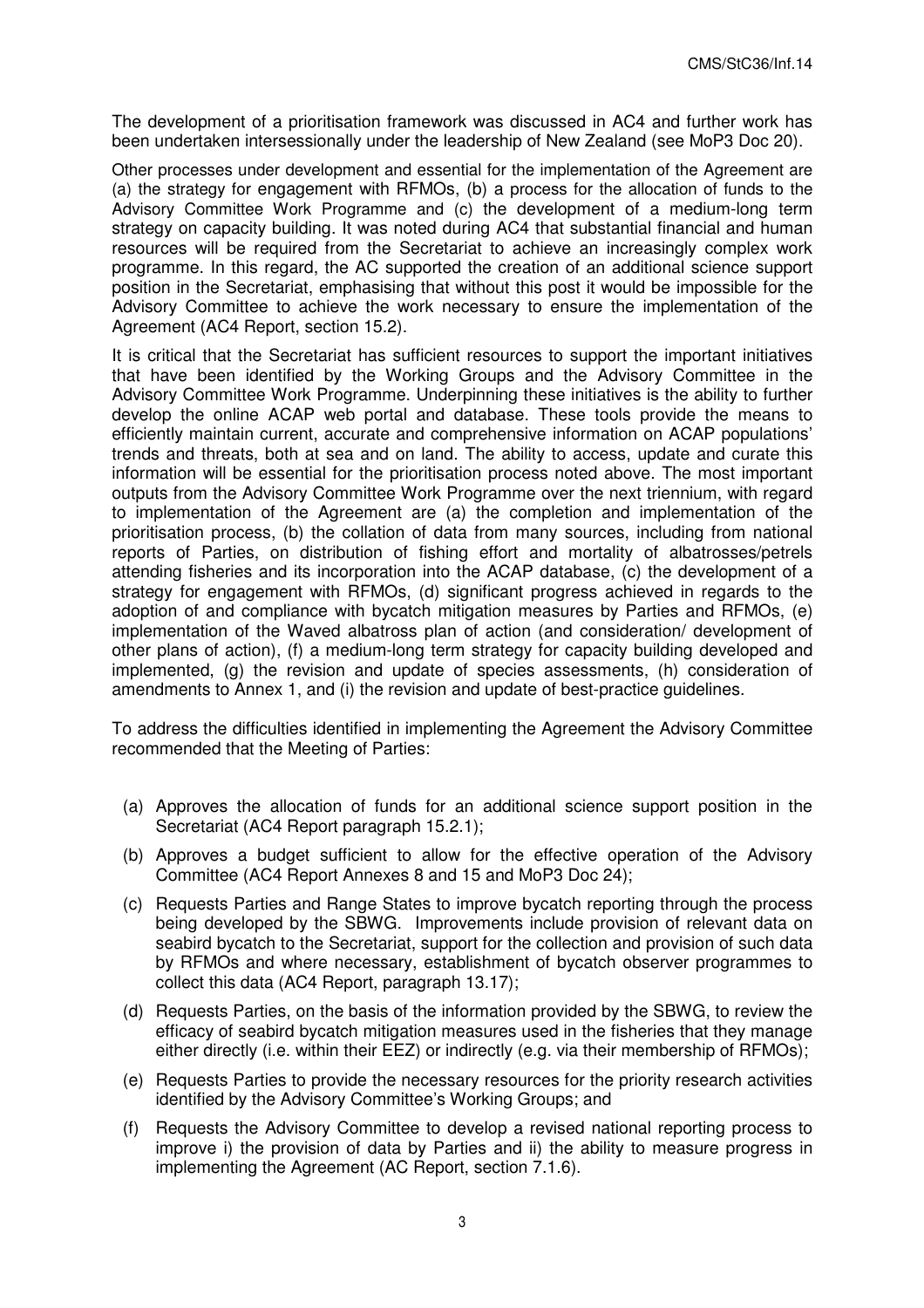The development of a prioritisation framework was discussed in AC4 and further work has been undertaken intersessionally under the leadership of New Zealand (see MoP3 Doc 20).

Other processes under development and essential for the implementation of the Agreement are (a) the strategy for engagement with RFMOs, (b) a process for the allocation of funds to the Advisory Committee Work Programme and (c) the development of a medium-long term strategy on capacity building. It was noted during AC4 that substantial financial and human resources will be required from the Secretariat to achieve an increasingly complex work programme. In this regard, the AC supported the creation of an additional science support position in the Secretariat, emphasising that without this post it would be impossible for the Advisory Committee to achieve the work necessary to ensure the implementation of the Agreement (AC4 Report, section 15.2).

It is critical that the Secretariat has sufficient resources to support the important initiatives that have been identified by the Working Groups and the Advisory Committee in the Advisory Committee Work Programme. Underpinning these initiatives is the ability to further develop the online ACAP web portal and database. These tools provide the means to efficiently maintain current, accurate and comprehensive information on ACAP populations' trends and threats, both at sea and on land. The ability to access, update and curate this information will be essential for the prioritisation process noted above. The most important outputs from the Advisory Committee Work Programme over the next triennium, with regard to implementation of the Agreement are (a) the completion and implementation of the prioritisation process, (b) the collation of data from many sources, including from national reports of Parties, on distribution of fishing effort and mortality of albatrosses/petrels attending fisheries and its incorporation into the ACAP database, (c) the development of a strategy for engagement with RFMOs, (d) significant progress achieved in regards to the adoption of and compliance with bycatch mitigation measures by Parties and RFMOs, (e) implementation of the Waved albatross plan of action (and consideration/ development of other plans of action), (f) a medium-long term strategy for capacity building developed and implemented, (g) the revision and update of species assessments, (h) consideration of amendments to Annex 1, and (i) the revision and update of best-practice guidelines.

To address the difficulties identified in implementing the Agreement the Advisory Committee recommended that the Meeting of Parties:

(a) Approves the allocation of funds for an additional science support position in the Secretariat (AC4 Report paragraph 15.2.1);

(b) Approves a budget sufficient to allow for the effective operation of the Advisory Committee (AC4 Report Annexes 8 and 15 and MoP3 Doc 24);

(c) Requests Parties and Range States to improve bycatch reporting through the process being developed by the SBWG. Improvements include provision of relevant data on seabird bycatch to the Secretariat, support for the collection and provision of such data by RFMOs and where necessary, establishment of bycatch observer programmes to collect this data (AC4 Report, paragraph 13.17);

(d) Requests Parties, on the basis of the information provided by the SBWG, to review the efficacy of seabird bycatch mitigation measures used in the fisheries that they manage either directly (i.e. within their EEZ) or indirectly (e.g. via their membership of RFMOs);

(e) Requests Parties to provide the necessary resources for the priority research activities identified by the Advisory Committee's Working Groups; and

(f) Requests the Advisory Committee to develop a revised national reporting process to improve i) the provision of data by Parties and ii) the ability to measure progress in implementing the Agreement (AC Report, section 7.1.6).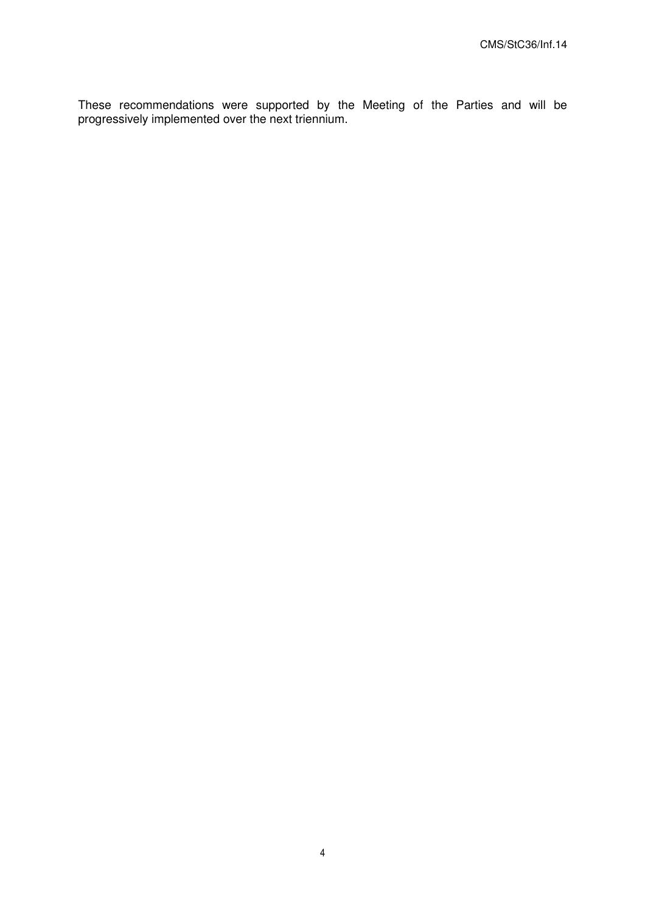These recommendations were supported by the Meeting of the Parties and will be progressively implemented over the next triennium.